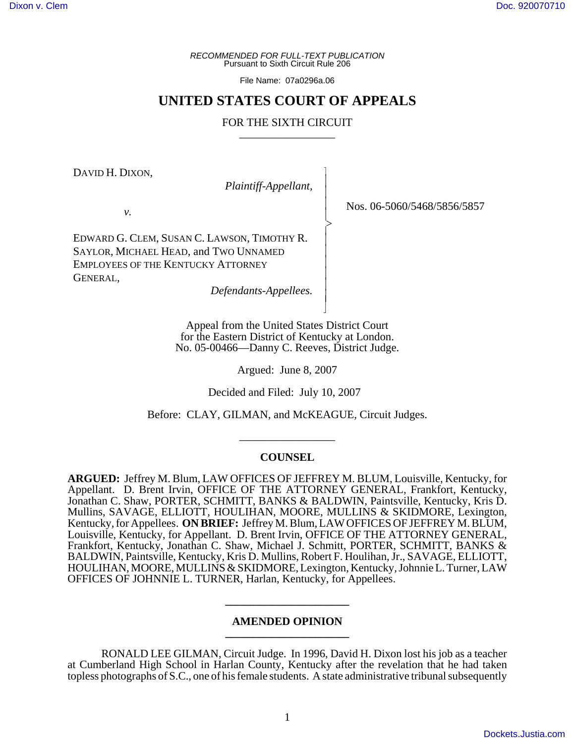RECOMMENDED FOR FULL-TEXT PUBLICATION
Pursuant to Sixth Circuit Rule 206

File Name: 07a0296a.06

# UNITED STATES COURT OF APPEALS

## FOR THE SIXTH CIRCUIT

DAVID H. DIXON,
*Plaintiff-Appellant,*

*v.*

EDWARD G. CLEM, SUSAN C. LAWSON, TIMOTHY R. SAYLOR, MICHAEL HEAD, and TWO UNNAMED EMPLOYEES OF THE KENTUCKY ATTORNEY GENERAL,
*Defendants-Appellees.*

Nos. 06-5060/5468/5856/5857

Appeal from the United States District Court
for the Eastern District of Kentucky at London.
No. 05-00466—Danny C. Reeves, District Judge.

Argued: June 8, 2007

Decided and Filed: July 10, 2007

Before: CLAY, GILMAN, and McKEAGUE, Circuit Judges.

## COUNSEL

**ARGUED:** Jeffrey M. Blum, LAW OFFICES OF JEFFREY M. BLUM, Louisville, Kentucky, for Appellant. D. Brent Irvin, OFFICE OF THE ATTORNEY GENERAL, Frankfort, Kentucky, Jonathan C. Shaw, PORTER, SCHMITT, BANKS & BALDWIN, Paintsville, Kentucky, Kris D. Mullins, SAVAGE, ELLIOTT, HOULIHAN, MOORE, MULLINS & SKIDMORE, Lexington, Kentucky, for Appellees. **ON BRIEF:** Jeffrey M. Blum, LAW OFFICES OF JEFFREY M. BLUM, Louisville, Kentucky, for Appellant. D. Brent Irvin, OFFICE OF THE ATTORNEY GENERAL, Frankfort, Kentucky, Jonathan C. Shaw, Michael J. Schmitt, PORTER, SCHMITT, BANKS & BALDWIN, Paintsville, Kentucky, Kris D. Mullins, Robert F. Houlihan, Jr., SAVAGE, ELLIOTT, HOULIHAN, MOORE, MULLINS & SKIDMORE, Lexington, Kentucky, Johnnie L. Turner, LAW OFFICES OF JOHNNIE L. TURNER, Harlan, Kentucky, for Appellees.

## AMENDED OPINION

RONALD LEE GILMAN, Circuit Judge. In 1996, David H. Dixon lost his job as a teacher at Cumberland High School in Harlan County, Kentucky after the revelation that he had taken topless photographs of S.C., one of his female students. A state administrative tribunal subsequently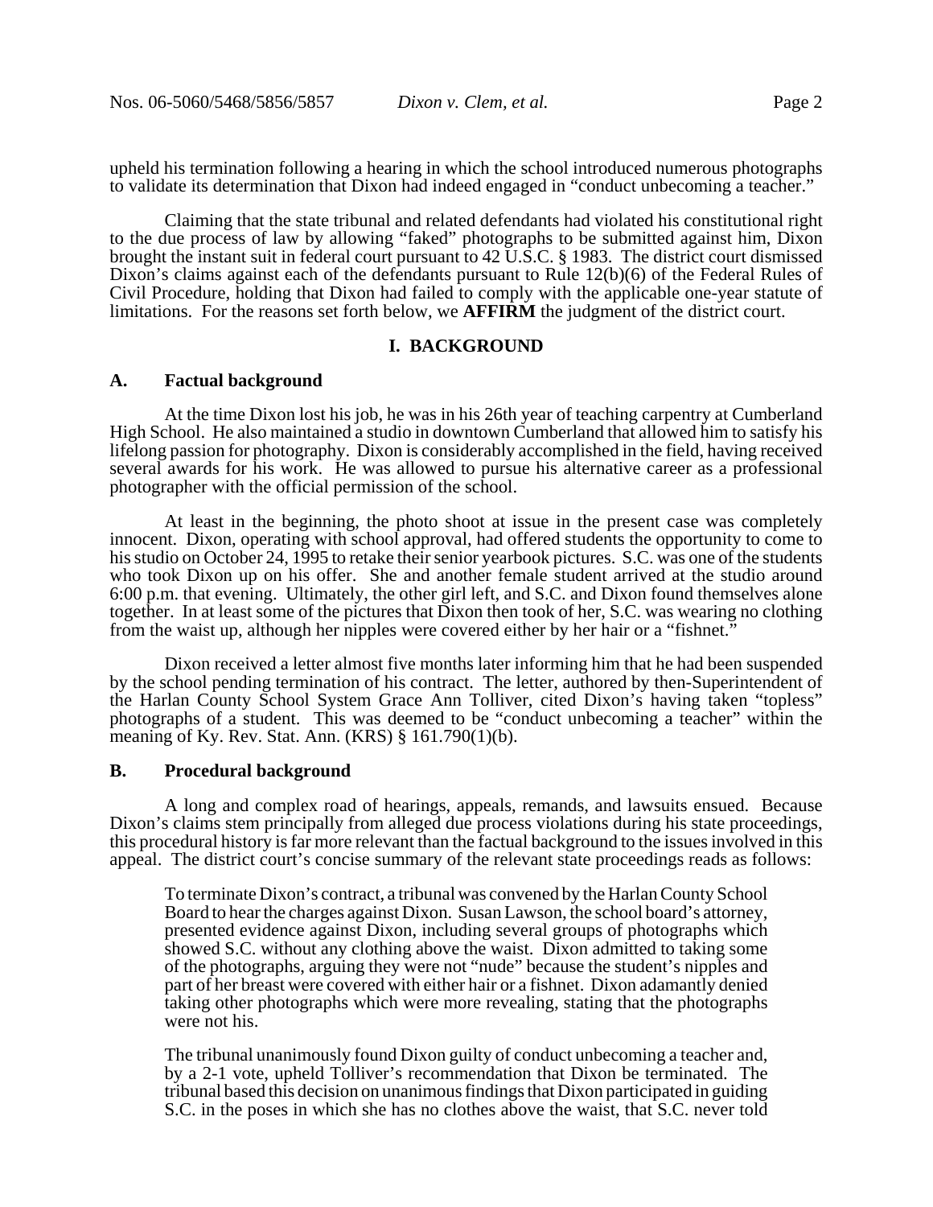upheld his termination following a hearing in which the school introduced numerous photographs to validate its determination that Dixon had indeed engaged in "conduct unbecoming a teacher."

Claiming that the state tribunal and related defendants had violated his constitutional right to the due process of law by allowing "faked" photographs to be submitted against him, Dixon brought the instant suit in federal court pursuant to 42 U.S.C. § 1983. The district court dismissed Dixon's claims against each of the defendants pursuant to Rule 12(b)(6) of the Federal Rules of Civil Procedure, holding that Dixon had failed to comply with the applicable one-year statute of limitations. For the reasons set forth below, we **AFFIRM** the judgment of the district court.

## I. BACKGROUND

### A. Factual background

At the time Dixon lost his job, he was in his 26th year of teaching carpentry at Cumberland High School. He also maintained a studio in downtown Cumberland that allowed him to satisfy his lifelong passion for photography. Dixon is considerably accomplished in the field, having received several awards for his work. He was allowed to pursue his alternative career as a professional photographer with the official permission of the school.

At least in the beginning, the photo shoot at issue in the present case was completely innocent. Dixon, operating with school approval, had offered students the opportunity to come to his studio on October 24, 1995 to retake their senior yearbook pictures. S.C. was one of the students who took Dixon up on his offer. She and another female student arrived at the studio around 6:00 p.m. that evening. Ultimately, the other girl left, and S.C. and Dixon found themselves alone together. In at least some of the pictures that Dixon then took of her, S.C. was wearing no clothing from the waist up, although her nipples were covered either by her hair or a "fishnet."

Dixon received a letter almost five months later informing him that he had been suspended by the school pending termination of his contract. The letter, authored by then-Superintendent of the Harlan County School System Grace Ann Tolliver, cited Dixon's having taken "topless" photographs of a student. This was deemed to be "conduct unbecoming a teacher" within the meaning of Ky. Rev. Stat. Ann. (KRS) § 161.790(1)(b).

### B. Procedural background

A long and complex road of hearings, appeals, remands, and lawsuits ensued. Because Dixon's claims stem principally from alleged due process violations during his state proceedings, this procedural history is far more relevant than the factual background to the issues involved in this appeal. The district court's concise summary of the relevant state proceedings reads as follows:

> To terminate Dixon's contract, a tribunal was convened by the Harlan County School Board to hear the charges against Dixon. Susan Lawson, the school board's attorney, presented evidence against Dixon, including several groups of photographs which showed S.C. without any clothing above the waist. Dixon admitted to taking some of the photographs, arguing they were not "nude" because the student's nipples and part of her breast were covered with either hair or a fishnet. Dixon adamantly denied taking other photographs which were more revealing, stating that the photographs were not his.
>
> The tribunal unanimously found Dixon guilty of conduct unbecoming a teacher and, by a 2-1 vote, upheld Tolliver's recommendation that Dixon be terminated. The tribunal based this decision on unanimous findings that Dixon participated in guiding S.C. in the poses in which she has no clothes above the waist, that S.C. never told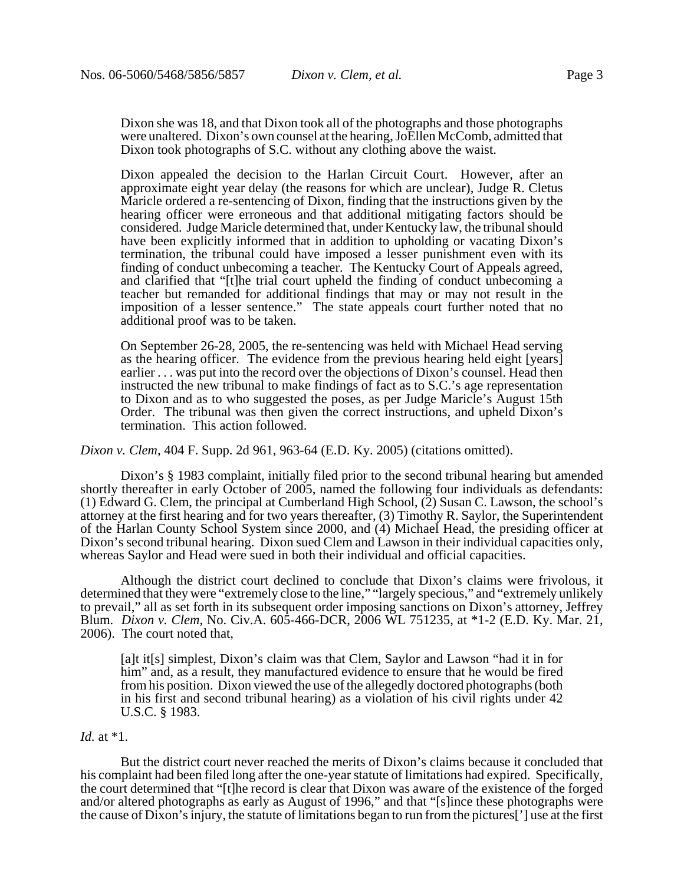> Dixon she was 18, and that Dixon took all of the photographs and those photographs were unaltered. Dixon's own counsel at the hearing, JoEllen McComb, admitted that Dixon took photographs of S.C. without any clothing above the waist.
>
> Dixon appealed the decision to the Harlan Circuit Court. However, after an approximate eight year delay (the reasons for which are unclear), Judge R. Cletus Maricle ordered a re-sentencing of Dixon, finding that the instructions given by the hearing officer were erroneous and that additional mitigating factors should be considered. Judge Maricle determined that, under Kentucky law, the tribunal should have been explicitly informed that in addition to upholding or vacating Dixon's termination, the tribunal could have imposed a lesser punishment even with its finding of conduct unbecoming a teacher. The Kentucky Court of Appeals agreed, and clarified that "[t]he trial court upheld the finding of conduct unbecoming a teacher but remanded for additional findings that may or may not result in the imposition of a lesser sentence." The state appeals court further noted that no additional proof was to be taken.
>
> On September 26-28, 2005, the re-sentencing was held with Michael Head serving as the hearing officer. The evidence from the previous hearing held eight [years] earlier . . . was put into the record over the objections of Dixon's counsel. Head then instructed the new tribunal to make findings of fact as to S.C.'s age representation to Dixon and as to who suggested the poses, as per Judge Maricle's August 15th Order. The tribunal was then given the correct instructions, and upheld Dixon's termination. This action followed.

*Dixon v. Clem*, 404 F. Supp. 2d 961, 963-64 (E.D. Ky. 2005) (citations omitted).

Dixon's § 1983 complaint, initially filed prior to the second tribunal hearing but amended shortly thereafter in early October of 2005, named the following four individuals as defendants: (1) Edward G. Clem, the principal at Cumberland High School, (2) Susan C. Lawson, the school's attorney at the first hearing and for two years thereafter, (3) Timothy R. Saylor, the Superintendent of the Harlan County School System since 2000, and (4) Michael Head, the presiding officer at Dixon's second tribunal hearing. Dixon sued Clem and Lawson in their individual capacities only, whereas Saylor and Head were sued in both their individual and official capacities.

Although the district court declined to conclude that Dixon's claims were frivolous, it determined that they were "extremely close to the line," "largely specious," and "extremely unlikely to prevail," all as set forth in its subsequent order imposing sanctions on Dixon's attorney, Jeffrey Blum. *Dixon v. Clem*, No. Civ.A. 605-466-DCR, 2006 WL 751235, at *1-2 (E.D. Ky. Mar. 21, 2006). The court noted that,

> [a]t it[s] simplest, Dixon's claim was that Clem, Saylor and Lawson "had it in for him" and, as a result, they manufactured evidence to ensure that he would be fired from his position. Dixon viewed the use of the allegedly doctored photographs (both in his first and second tribunal hearing) as a violation of his civil rights under 42 U.S.C. § 1983.

*Id.* at *1.

But the district court never reached the merits of Dixon's claims because it concluded that his complaint had been filed long after the one-year statute of limitations had expired. Specifically, the court determined that "[t]he record is clear that Dixon was aware of the existence of the forged and/or altered photographs as early as August of 1996," and that "[s]ince these photographs were the cause of Dixon's injury, the statute of limitations began to run from the pictures['] use at the first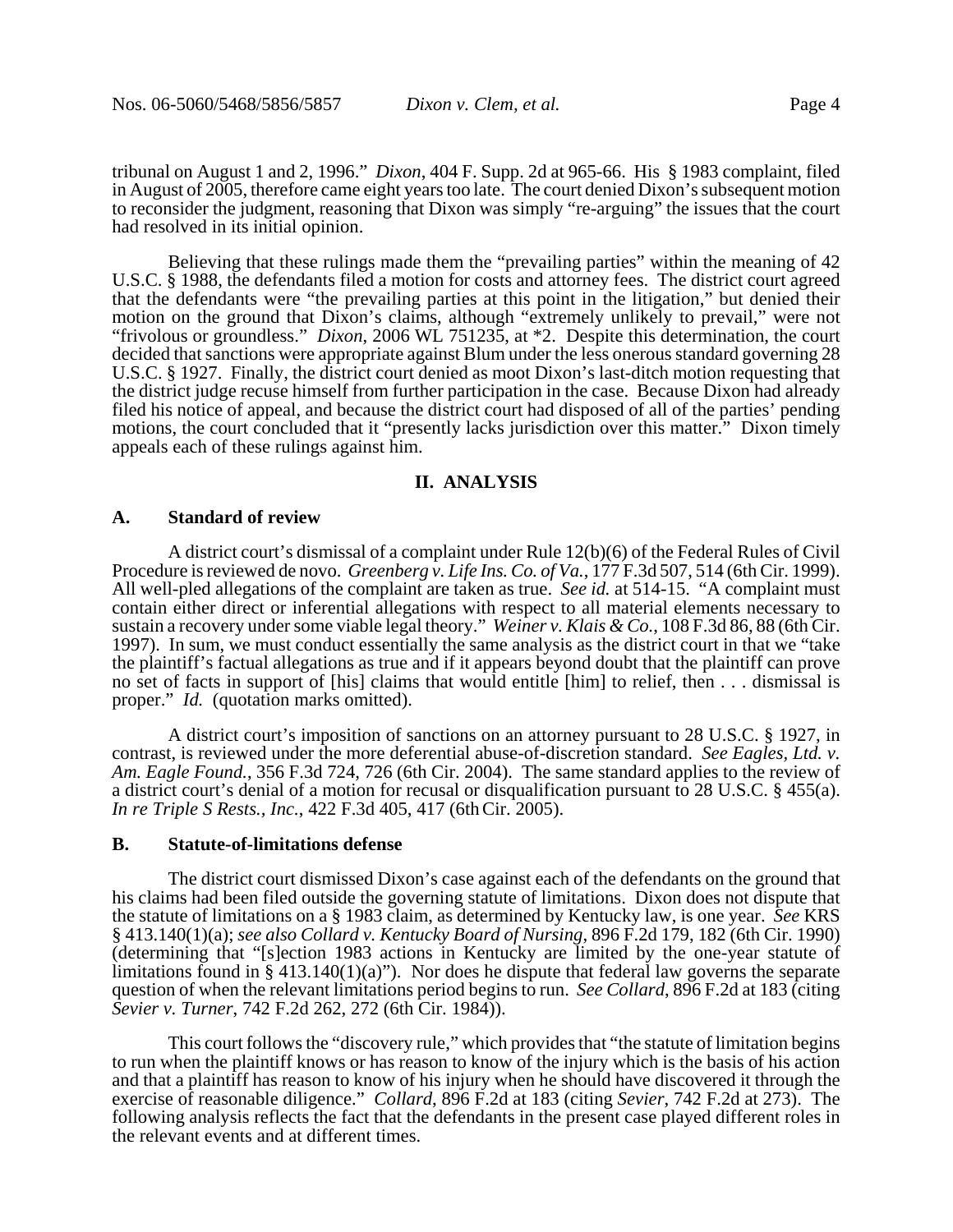tribunal on August 1 and 2, 1996." *Dixon*, 404 F. Supp. 2d at 965-66. His § 1983 complaint, filed in August of 2005, therefore came eight years too late. The court denied Dixon's subsequent motion to reconsider the judgment, reasoning that Dixon was simply "re-arguing" the issues that the court had resolved in its initial opinion.

Believing that these rulings made them the "prevailing parties" within the meaning of 42 U.S.C. § 1988, the defendants filed a motion for costs and attorney fees. The district court agreed that the defendants were "the prevailing parties at this point in the litigation," but denied their motion on the ground that Dixon's claims, although "extremely unlikely to prevail," were not "frivolous or groundless." *Dixon*, 2006 WL 751235, at *2. Despite this determination, the court decided that sanctions were appropriate against Blum under the less onerous standard governing 28 U.S.C. § 1927. Finally, the district court denied as moot Dixon's last-ditch motion requesting that the district judge recuse himself from further participation in the case. Because Dixon had already filed his notice of appeal, and because the district court had disposed of all of the parties' pending motions, the court concluded that it "presently lacks jurisdiction over this matter." Dixon timely appeals each of these rulings against him.

## II. ANALYSIS

### A. Standard of review

A district court's dismissal of a complaint under Rule 12(b)(6) of the Federal Rules of Civil Procedure is reviewed de novo. *Greenberg v. Life Ins. Co. of Va.*, 177 F.3d 507, 514 (6th Cir. 1999). All well-pled allegations of the complaint are taken as true. *See id.* at 514-15. "A complaint must contain either direct or inferential allegations with respect to all material elements necessary to sustain a recovery under some viable legal theory." *Weiner v. Klais & Co.*, 108 F.3d 86, 88 (6th Cir. 1997). In sum, we must conduct essentially the same analysis as the district court in that we "take the plaintiff's factual allegations as true and if it appears beyond doubt that the plaintiff can prove no set of facts in support of [his] claims that would entitle [him] to relief, then . . . dismissal is proper." *Id.* (quotation marks omitted).

A district court's imposition of sanctions on an attorney pursuant to 28 U.S.C. § 1927, in contrast, is reviewed under the more deferential abuse-of-discretion standard. *See Eagles, Ltd. v. Am. Eagle Found.*, 356 F.3d 724, 726 (6th Cir. 2004). The same standard applies to the review of a district court's denial of a motion for recusal or disqualification pursuant to 28 U.S.C. § 455(a). *In re Triple S Rests., Inc.*, 422 F.3d 405, 417 (6th Cir. 2005).

### B. Statute-of-limitations defense

The district court dismissed Dixon's case against each of the defendants on the ground that his claims had been filed outside the governing statute of limitations. Dixon does not dispute that the statute of limitations on a § 1983 claim, as determined by Kentucky law, is one year. *See* KRS § 413.140(1)(a); *see also Collard v. Kentucky Board of Nursing*, 896 F.2d 179, 182 (6th Cir. 1990) (determining that "[s]ection 1983 actions in Kentucky are limited by the one-year statute of limitations found in § 413.140(1)(a)"). Nor does he dispute that federal law governs the separate question of when the relevant limitations period begins to run. *See Collard*, 896 F.2d at 183 (citing *Sevier v. Turner*, 742 F.2d 262, 272 (6th Cir. 1984)).

This court follows the "discovery rule," which provides that "the statute of limitation begins to run when the plaintiff knows or has reason to know of the injury which is the basis of his action and that a plaintiff has reason to know of his injury when he should have discovered it through the exercise of reasonable diligence." *Collard*, 896 F.2d at 183 (citing *Sevier*, 742 F.2d at 273). The following analysis reflects the fact that the defendants in the present case played different roles in the relevant events and at different times.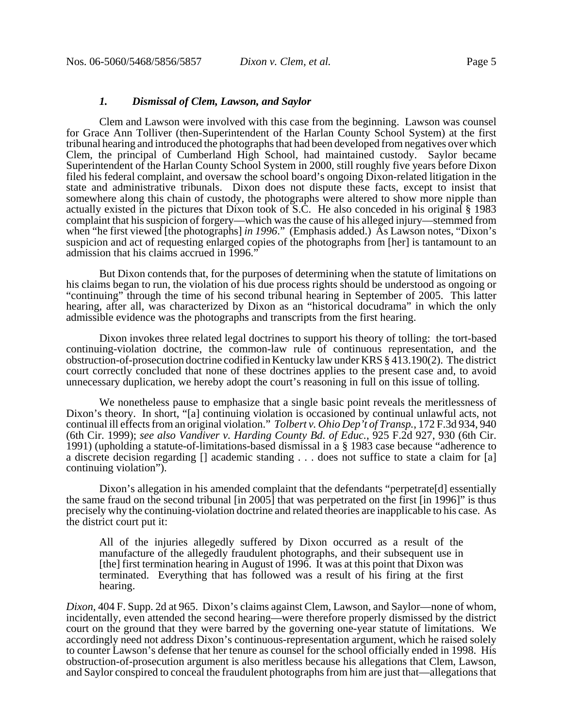### *1. Dismissal of Clem, Lawson, and Saylor*

Clem and Lawson were involved with this case from the beginning. Lawson was counsel for Grace Ann Tolliver (then-Superintendent of the Harlan County School System) at the first tribunal hearing and introduced the photographs that had been developed from negatives over which Clem, the principal of Cumberland High School, had maintained custody. Saylor became Superintendent of the Harlan County School System in 2000, still roughly five years before Dixon filed his federal complaint, and oversaw the school board's ongoing Dixon-related litigation in the state and administrative tribunals. Dixon does not dispute these facts, except to insist that somewhere along this chain of custody, the photographs were altered to show more nipple than actually existed in the pictures that Dixon took of S.C. He also conceded in his original § 1983 complaint that his suspicion of forgery—which was the cause of his alleged injury—stemmed from when "he first viewed [the photographs] *in 1996*." (Emphasis added.) As Lawson notes, "Dixon's suspicion and act of requesting enlarged copies of the photographs from [her] is tantamount to an admission that his claims accrued in 1996."

But Dixon contends that, for the purposes of determining when the statute of limitations on his claims began to run, the violation of his due process rights should be understood as ongoing or "continuing" through the time of his second tribunal hearing in September of 2005. This latter hearing, after all, was characterized by Dixon as an "historical docudrama" in which the only admissible evidence was the photographs and transcripts from the first hearing.

Dixon invokes three related legal doctrines to support his theory of tolling: the tort-based continuing-violation doctrine, the common-law rule of continuous representation, and the obstruction-of-prosecution doctrine codified in Kentucky law under KRS § 413.190(2). The district court correctly concluded that none of these doctrines applies to the present case and, to avoid unnecessary duplication, we hereby adopt the court's reasoning in full on this issue of tolling.

We nonetheless pause to emphasize that a single basic point reveals the meritlessness of Dixon's theory. In short, "[a] continuing violation is occasioned by continual unlawful acts, not continual ill effects from an original violation." *Tolbert v. Ohio Dep't of Transp.*, 172 F.3d 934, 940 (6th Cir. 1999); *see also Vandiver v. Harding County Bd. of Educ.*, 925 F.2d 927, 930 (6th Cir. 1991) (upholding a statute-of-limitations-based dismissal in a § 1983 case because "adherence to a discrete decision regarding [] academic standing . . . does not suffice to state a claim for [a] continuing violation").

Dixon's allegation in his amended complaint that the defendants "perpetrate[d] essentially the same fraud on the second tribunal [in 2005] that was perpetrated on the first [in 1996]" is thus precisely why the continuing-violation doctrine and related theories are inapplicable to his case. As the district court put it:

> All of the injuries allegedly suffered by Dixon occurred as a result of the manufacture of the allegedly fraudulent photographs, and their subsequent use in [the] first termination hearing in August of 1996. It was at this point that Dixon was terminated. Everything that has followed was a result of his firing at the first hearing.

*Dixon*, 404 F. Supp. 2d at 965. Dixon's claims against Clem, Lawson, and Saylor—none of whom, incidentally, even attended the second hearing—were therefore properly dismissed by the district court on the ground that they were barred by the governing one-year statute of limitations. We accordingly need not address Dixon's continuous-representation argument, which he raised solely to counter Lawson's defense that her tenure as counsel for the school officially ended in 1998. His obstruction-of-prosecution argument is also meritless because his allegations that Clem, Lawson, and Saylor conspired to conceal the fraudulent photographs from him are just that—allegations that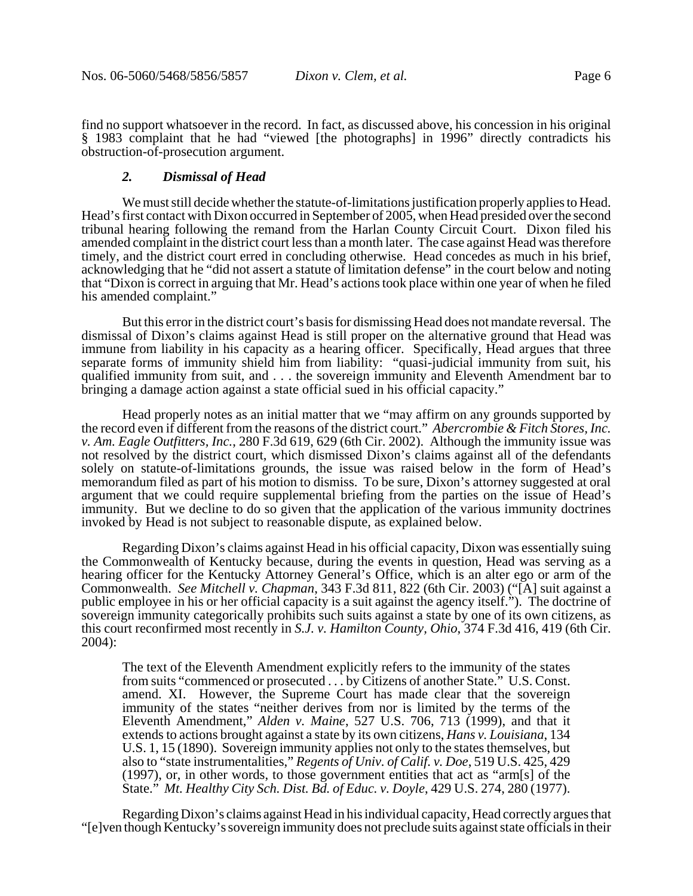find no support whatsoever in the record. In fact, as discussed above, his concession in his original § 1983 complaint that he had "viewed [the photographs] in 1996" directly contradicts his obstruction-of-prosecution argument.

### *2. Dismissal of Head*

We must still decide whether the statute-of-limitations justification properly applies to Head. Head's first contact with Dixon occurred in September of 2005, when Head presided over the second tribunal hearing following the remand from the Harlan County Circuit Court. Dixon filed his amended complaint in the district court less than a month later. The case against Head was therefore timely, and the district court erred in concluding otherwise. Head concedes as much in his brief, acknowledging that he "did not assert a statute of limitation defense" in the court below and noting that "Dixon is correct in arguing that Mr. Head's actions took place within one year of when he filed his amended complaint."

But this error in the district court's basis for dismissing Head does not mandate reversal. The dismissal of Dixon's claims against Head is still proper on the alternative ground that Head was immune from liability in his capacity as a hearing officer. Specifically, Head argues that three separate forms of immunity shield him from liability: "quasi-judicial immunity from suit, his qualified immunity from suit, and . . . the sovereign immunity and Eleventh Amendment bar to bringing a damage action against a state official sued in his official capacity."

Head properly notes as an initial matter that we "may affirm on any grounds supported by the record even if different from the reasons of the district court." *Abercrombie & Fitch Stores, Inc. v. Am. Eagle Outfitters, Inc.*, 280 F.3d 619, 629 (6th Cir. 2002). Although the immunity issue was not resolved by the district court, which dismissed Dixon's claims against all of the defendants solely on statute-of-limitations grounds, the issue was raised below in the form of Head's memorandum filed as part of his motion to dismiss. To be sure, Dixon's attorney suggested at oral argument that we could require supplemental briefing from the parties on the issue of Head's immunity. But we decline to do so given that the application of the various immunity doctrines invoked by Head is not subject to reasonable dispute, as explained below.

Regarding Dixon's claims against Head in his official capacity, Dixon was essentially suing the Commonwealth of Kentucky because, during the events in question, Head was serving as a hearing officer for the Kentucky Attorney General's Office, which is an alter ego or arm of the Commonwealth. *See Mitchell v. Chapman*, 343 F.3d 811, 822 (6th Cir. 2003) ("[A] suit against a public employee in his or her official capacity is a suit against the agency itself."). The doctrine of sovereign immunity categorically prohibits such suits against a state by one of its own citizens, as this court reconfirmed most recently in *S.J. v. Hamilton County, Ohio*, 374 F.3d 416, 419 (6th Cir. 2004):

> The text of the Eleventh Amendment explicitly refers to the immunity of the states from suits "commenced or prosecuted . . . by Citizens of another State." U.S. Const. amend. XI. However, the Supreme Court has made clear that the sovereign immunity of the states "neither derives from nor is limited by the terms of the Eleventh Amendment," *Alden v. Maine*, 527 U.S. 706, 713 (1999), and that it extends to actions brought against a state by its own citizens, *Hans v. Louisiana*, 134 U.S. 1, 15 (1890). Sovereign immunity applies not only to the states themselves, but also to "state instrumentalities," *Regents of Univ. of Calif. v. Doe*, 519 U.S. 425, 429 (1997), or, in other words, to those government entities that act as "arm[s] of the State." *Mt. Healthy City Sch. Dist. Bd. of Educ. v. Doyle*, 429 U.S. 274, 280 (1977).

Regarding Dixon's claims against Head in his individual capacity, Head correctly argues that "[e]ven though Kentucky's sovereign immunity does not preclude suits against state officials in their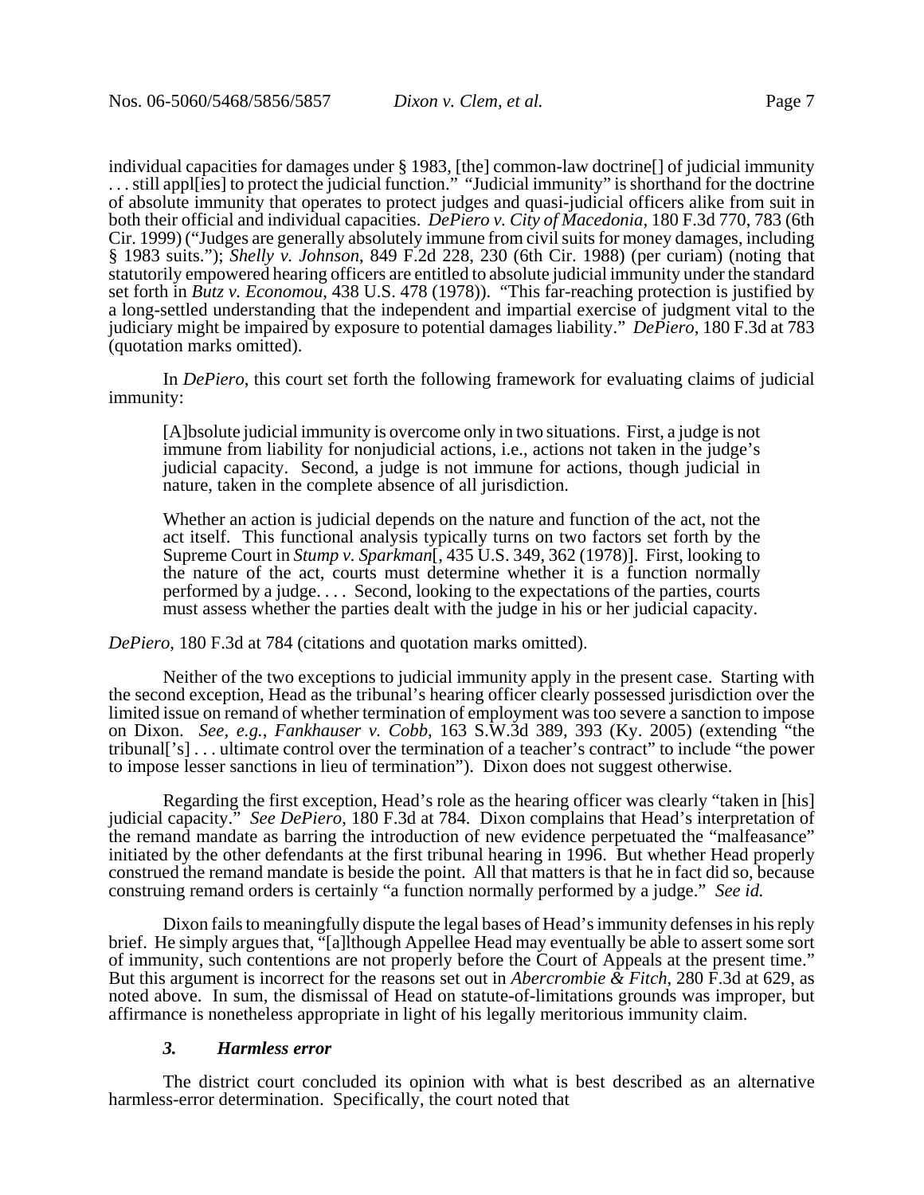individual capacities for damages under § 1983, [the] common-law doctrine[] of judicial immunity . . . still appl[ies] to protect the judicial function." "Judicial immunity" is shorthand for the doctrine of absolute immunity that operates to protect judges and quasi-judicial officers alike from suit in both their official and individual capacities. *DePiero v. City of Macedonia*, 180 F.3d 770, 783 (6th Cir. 1999) ("Judges are generally absolutely immune from civil suits for money damages, including § 1983 suits."); *Shelly v. Johnson*, 849 F.2d 228, 230 (6th Cir. 1988) (per curiam) (noting that statutorily empowered hearing officers are entitled to absolute judicial immunity under the standard set forth in *Butz v. Economou*, 438 U.S. 478 (1978)). "This far-reaching protection is justified by a long-settled understanding that the independent and impartial exercise of judgment vital to the judiciary might be impaired by exposure to potential damages liability." *DePiero*, 180 F.3d at 783 (quotation marks omitted).

In *DePiero*, this court set forth the following framework for evaluating claims of judicial immunity:

> [A]bsolute judicial immunity is overcome only in two situations. First, a judge is not immune from liability for nonjudicial actions, i.e., actions not taken in the judge's judicial capacity. Second, a judge is not immune for actions, though judicial in nature, taken in the complete absence of all jurisdiction.
>
> Whether an action is judicial depends on the nature and function of the act, not the act itself. This functional analysis typically turns on two factors set forth by the Supreme Court in *Stump v. Sparkman*[, 435 U.S. 349, 362 (1978)]. First, looking to the nature of the act, courts must determine whether it is a function normally performed by a judge. . . . Second, looking to the expectations of the parties, courts must assess whether the parties dealt with the judge in his or her judicial capacity.

*DePiero*, 180 F.3d at 784 (citations and quotation marks omitted).

Neither of the two exceptions to judicial immunity apply in the present case. Starting with the second exception, Head as the tribunal's hearing officer clearly possessed jurisdiction over the limited issue on remand of whether termination of employment was too severe a sanction to impose on Dixon. *See, e.g.*, *Fankhauser v. Cobb*, 163 S.W.3d 389, 393 (Ky. 2005) (extending "the tribunal['s] . . . ultimate control over the termination of a teacher's contract" to include "the power to impose lesser sanctions in lieu of termination"). Dixon does not suggest otherwise.

Regarding the first exception, Head's role as the hearing officer was clearly "taken in [his] judicial capacity." *See DePiero*, 180 F.3d at 784. Dixon complains that Head's interpretation of the remand mandate as barring the introduction of new evidence perpetuated the "malfeasance" initiated by the other defendants at the first tribunal hearing in 1996. But whether Head properly construed the remand mandate is beside the point. All that matters is that he in fact did so, because construing remand orders is certainly "a function normally performed by a judge." *See id.*

Dixon fails to meaningfully dispute the legal bases of Head's immunity defenses in his reply brief. He simply argues that, "[a]lthough Appellee Head may eventually be able to assert some sort of immunity, such contentions are not properly before the Court of Appeals at the present time." But this argument is incorrect for the reasons set out in *Abercrombie & Fitch*, 280 F.3d at 629, as noted above. In sum, the dismissal of Head on statute-of-limitations grounds was improper, but affirmance is nonetheless appropriate in light of his legally meritorious immunity claim.

### *3. Harmless error*

The district court concluded its opinion with what is best described as an alternative harmless-error determination. Specifically, the court noted that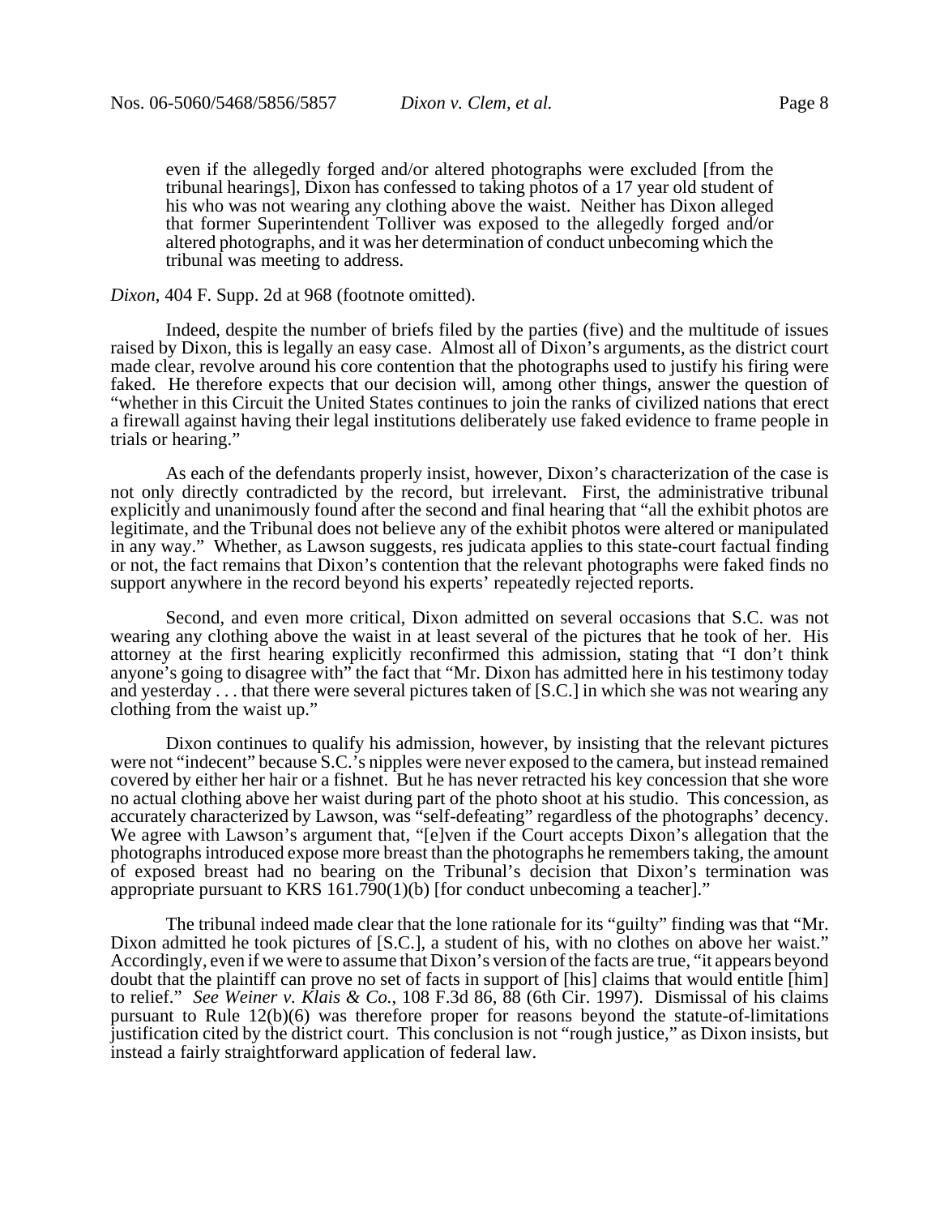> even if the allegedly forged and/or altered photographs were excluded [from the tribunal hearings], Dixon has confessed to taking photos of a 17 year old student of his who was not wearing any clothing above the waist. Neither has Dixon alleged that former Superintendent Tolliver was exposed to the allegedly forged and/or altered photographs, and it was her determination of conduct unbecoming which the tribunal was meeting to address.

*Dixon*, 404 F. Supp. 2d at 968 (footnote omitted).

Indeed, despite the number of briefs filed by the parties (five) and the multitude of issues raised by Dixon, this is legally an easy case. Almost all of Dixon's arguments, as the district court made clear, revolve around his core contention that the photographs used to justify his firing were faked. He therefore expects that our decision will, among other things, answer the question of "whether in this Circuit the United States continues to join the ranks of civilized nations that erect a firewall against having their legal institutions deliberately use faked evidence to frame people in trials or hearing."

As each of the defendants properly insist, however, Dixon's characterization of the case is not only directly contradicted by the record, but irrelevant. First, the administrative tribunal explicitly and unanimously found after the second and final hearing that "all the exhibit photos are legitimate, and the Tribunal does not believe any of the exhibit photos were altered or manipulated in any way." Whether, as Lawson suggests, res judicata applies to this state-court factual finding or not, the fact remains that Dixon's contention that the relevant photographs were faked finds no support anywhere in the record beyond his experts' repeatedly rejected reports.

Second, and even more critical, Dixon admitted on several occasions that S.C. was not wearing any clothing above the waist in at least several of the pictures that he took of her. His attorney at the first hearing explicitly reconfirmed this admission, stating that "I don't think anyone's going to disagree with" the fact that "Mr. Dixon has admitted here in his testimony today and yesterday . . . that there were several pictures taken of [S.C.] in which she was not wearing any clothing from the waist up."

Dixon continues to qualify his admission, however, by insisting that the relevant pictures were not "indecent" because S.C.'s nipples were never exposed to the camera, but instead remained covered by either her hair or a fishnet. But he has never retracted his key concession that she wore no actual clothing above her waist during part of the photo shoot at his studio. This concession, as accurately characterized by Lawson, was "self-defeating" regardless of the photographs' decency. We agree with Lawson's argument that, "[e]ven if the Court accepts Dixon's allegation that the photographs introduced expose more breast than the photographs he remembers taking, the amount of exposed breast had no bearing on the Tribunal's decision that Dixon's termination was appropriate pursuant to KRS 161.790(1)(b) [for conduct unbecoming a teacher]."

The tribunal indeed made clear that the lone rationale for its "guilty" finding was that "Mr. Dixon admitted he took pictures of [S.C.], a student of his, with no clothes on above her waist." Accordingly, even if we were to assume that Dixon's version of the facts are true, "it appears beyond doubt that the plaintiff can prove no set of facts in support of [his] claims that would entitle [him] to relief." *See Weiner v. Klais & Co.*, 108 F.3d 86, 88 (6th Cir. 1997). Dismissal of his claims pursuant to Rule 12(b)(6) was therefore proper for reasons beyond the statute-of-limitations justification cited by the district court. This conclusion is not "rough justice," as Dixon insists, but instead a fairly straightforward application of federal law.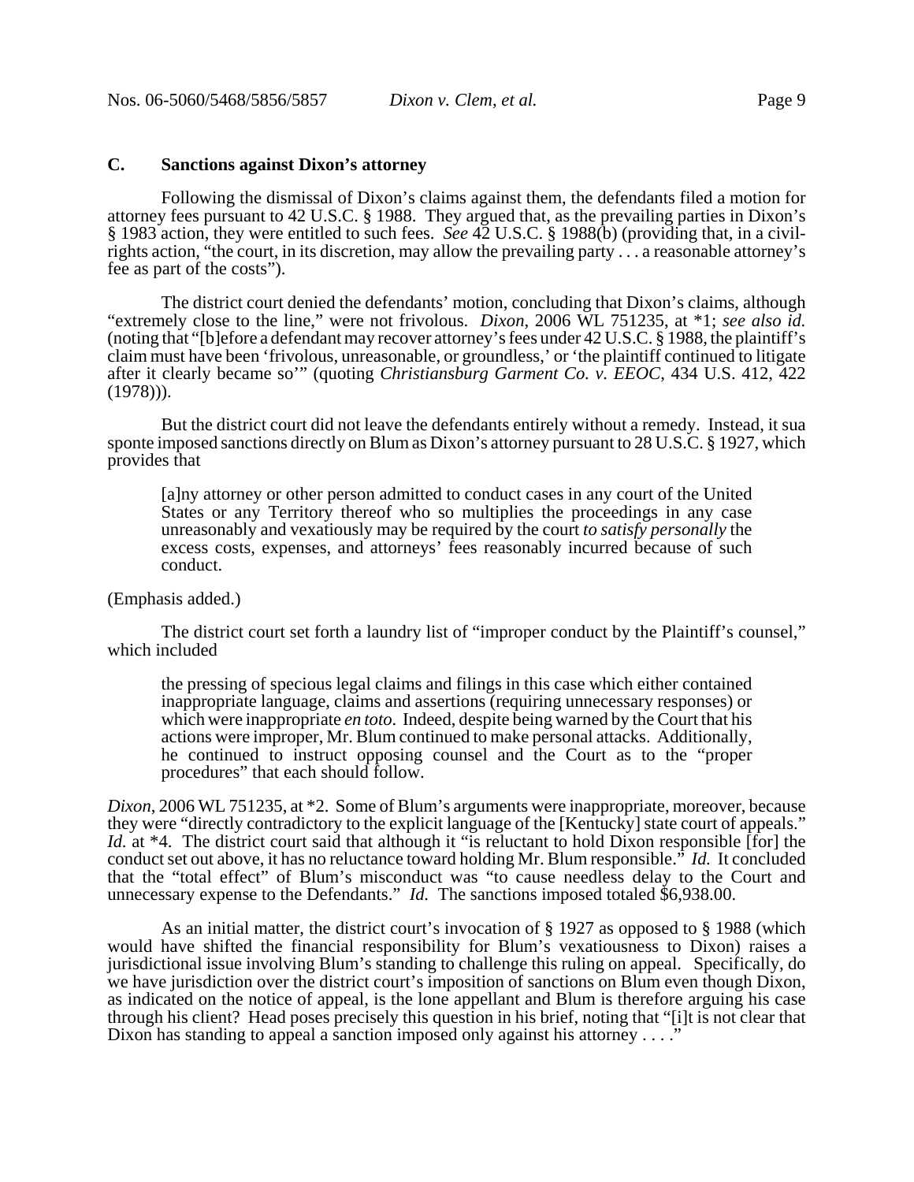### C. Sanctions against Dixon's attorney

Following the dismissal of Dixon's claims against them, the defendants filed a motion for attorney fees pursuant to 42 U.S.C. § 1988. They argued that, as the prevailing parties in Dixon's § 1983 action, they were entitled to such fees. *See* 42 U.S.C. § 1988(b) (providing that, in a civil-rights action, "the court, in its discretion, may allow the prevailing party . . . a reasonable attorney's fee as part of the costs").

The district court denied the defendants' motion, concluding that Dixon's claims, although "extremely close to the line," were not frivolous. *Dixon*, 2006 WL 751235, at *1; *see also id.* (noting that "[b]efore a defendant may recover attorney's fees under 42 U.S.C. § 1988, the plaintiff's claim must have been 'frivolous, unreasonable, or groundless,' or 'the plaintiff continued to litigate after it clearly became so'" (quoting *Christiansburg Garment Co. v. EEOC*, 434 U.S. 412, 422 (1978))).

But the district court did not leave the defendants entirely without a remedy. Instead, it sua sponte imposed sanctions directly on Blum as Dixon's attorney pursuant to 28 U.S.C. § 1927, which provides that

> [a]ny attorney or other person admitted to conduct cases in any court of the United States or any Territory thereof who so multiplies the proceedings in any case unreasonably and vexatiously may be required by the court *to satisfy personally* the excess costs, expenses, and attorneys' fees reasonably incurred because of such conduct.

(Emphasis added.)

The district court set forth a laundry list of "improper conduct by the Plaintiff's counsel," which included

> the pressing of specious legal claims and filings in this case which either contained inappropriate language, claims and assertions (requiring unnecessary responses) or which were inappropriate *en toto*. Indeed, despite being warned by the Court that his actions were improper, Mr. Blum continued to make personal attacks. Additionally, he continued to instruct opposing counsel and the Court as to the "proper procedures" that each should follow.

*Dixon*, 2006 WL 751235, at *2. Some of Blum's arguments were inappropriate, moreover, because they were "directly contradictory to the explicit language of the [Kentucky] state court of appeals." *Id.* at *4. The district court said that although it "is reluctant to hold Dixon responsible [for] the conduct set out above, it has no reluctance toward holding Mr. Blum responsible." *Id.* It concluded that the "total effect" of Blum's misconduct was "to cause needless delay to the Court and unnecessary expense to the Defendants." *Id.* The sanctions imposed totaled $6,938.00.

As an initial matter, the district court's invocation of § 1927 as opposed to § 1988 (which would have shifted the financial responsibility for Blum's vexatiousness to Dixon) raises a jurisdictional issue involving Blum's standing to challenge this ruling on appeal. Specifically, do we have jurisdiction over the district court's imposition of sanctions on Blum even though Dixon, as indicated on the notice of appeal, is the lone appellant and Blum is therefore arguing his case through his client? Head poses precisely this question in his brief, noting that "[i]t is not clear that Dixon has standing to appeal a sanction imposed only against his attorney . . . ."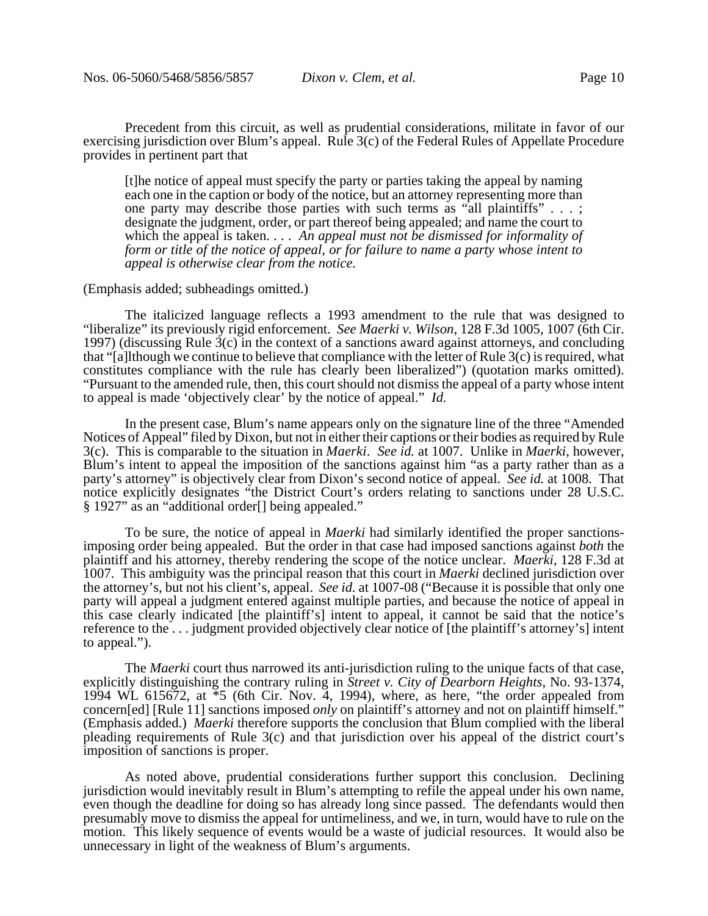Precedent from this circuit, as well as prudential considerations, militate in favor of our exercising jurisdiction over Blum's appeal. Rule 3(c) of the Federal Rules of Appellate Procedure provides in pertinent part that

> [t]he notice of appeal must specify the party or parties taking the appeal by naming each one in the caption or body of the notice, but an attorney representing more than one party may describe those parties with such terms as "all plaintiffs" . . . ; designate the judgment, order, or part thereof being appealed; and name the court to which the appeal is taken. . . . *An appeal must not be dismissed for informality of form or title of the notice of appeal, or for failure to name a party whose intent to appeal is otherwise clear from the notice.*

(Emphasis added; subheadings omitted.)

The italicized language reflects a 1993 amendment to the rule that was designed to "liberalize" its previously rigid enforcement. *See Maerki v. Wilson*, 128 F.3d 1005, 1007 (6th Cir. 1997) (discussing Rule 3(c) in the context of a sanctions award against attorneys, and concluding that "[a]lthough we continue to believe that compliance with the letter of Rule 3(c) is required, what constitutes compliance with the rule has clearly been liberalized") (quotation marks omitted). "Pursuant to the amended rule, then, this court should not dismiss the appeal of a party whose intent to appeal is made 'objectively clear' by the notice of appeal." *Id.*

In the present case, Blum's name appears only on the signature line of the three "Amended Notices of Appeal" filed by Dixon, but not in either their captions or their bodies as required by Rule 3(c). This is comparable to the situation in *Maerki*. *See id.* at 1007. Unlike in *Maerki*, however, Blum's intent to appeal the imposition of the sanctions against him "as a party rather than as a party's attorney" is objectively clear from Dixon's second notice of appeal. *See id.* at 1008. That notice explicitly designates "the District Court's orders relating to sanctions under 28 U.S.C. § 1927" as an "additional order[] being appealed."

To be sure, the notice of appeal in *Maerki* had similarly identified the proper sanctions-imposing order being appealed. But the order in that case had imposed sanctions against *both* the plaintiff and his attorney, thereby rendering the scope of the notice unclear. *Maerki*, 128 F.3d at 1007. This ambiguity was the principal reason that this court in *Maerki* declined jurisdiction over the attorney's, but not his client's, appeal. *See id.* at 1007-08 ("Because it is possible that only one party will appeal a judgment entered against multiple parties, and because the notice of appeal in this case clearly indicated [the plaintiff's] intent to appeal, it cannot be said that the notice's reference to the . . . judgment provided objectively clear notice of [the plaintiff's attorney's] intent to appeal.").

The *Maerki* court thus narrowed its anti-jurisdiction ruling to the unique facts of that case, explicitly distinguishing the contrary ruling in *Street v. City of Dearborn Heights*, No. 93-1374, 1994 WL 615672, at *5 (6th Cir. Nov. 4, 1994), where, as here, "the order appealed from concern[ed] [Rule 11] sanctions imposed *only* on plaintiff's attorney and not on plaintiff himself." (Emphasis added.) *Maerki* therefore supports the conclusion that Blum complied with the liberal pleading requirements of Rule 3(c) and that jurisdiction over his appeal of the district court's imposition of sanctions is proper.

As noted above, prudential considerations further support this conclusion. Declining jurisdiction would inevitably result in Blum's attempting to refile the appeal under his own name, even though the deadline for doing so has already long since passed. The defendants would then presumably move to dismiss the appeal for untimeliness, and we, in turn, would have to rule on the motion. This likely sequence of events would be a waste of judicial resources. It would also be unnecessary in light of the weakness of Blum's arguments.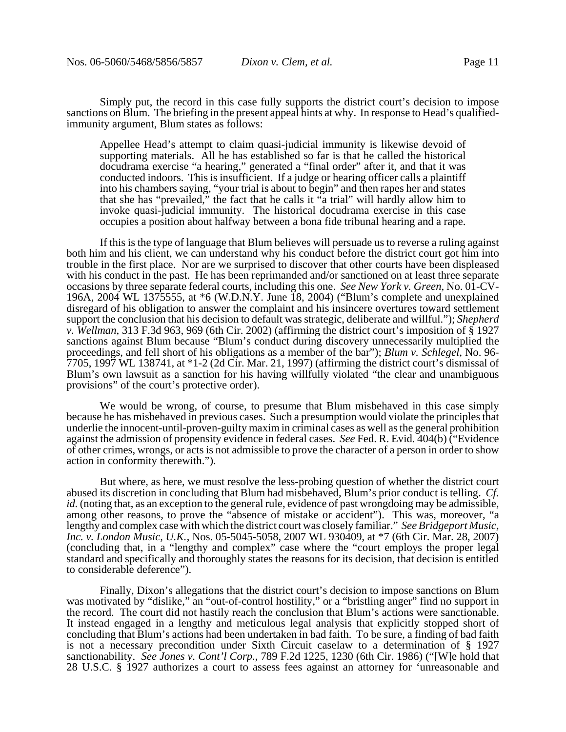Simply put, the record in this case fully supports the district court's decision to impose sanctions on Blum. The briefing in the present appeal hints at why. In response to Head's qualified-immunity argument, Blum states as follows:

> Appellee Head's attempt to claim quasi-judicial immunity is likewise devoid of supporting materials. All he has established so far is that he called the historical docudrama exercise "a hearing," generated a "final order" after it, and that it was conducted indoors. This is insufficient. If a judge or hearing officer calls a plaintiff into his chambers saying, "your trial is about to begin" and then rapes her and states that she has "prevailed," the fact that he calls it "a trial" will hardly allow him to invoke quasi-judicial immunity. The historical docudrama exercise in this case occupies a position about halfway between a bona fide tribunal hearing and a rape.

If this is the type of language that Blum believes will persuade us to reverse a ruling against both him and his client, we can understand why his conduct before the district court got him into trouble in the first place. Nor are we surprised to discover that other courts have been displeased with his conduct in the past. He has been reprimanded and/or sanctioned on at least three separate occasions by three separate federal courts, including this one. *See New York v. Green*, No. 01-CV-196A, 2004 WL 1375555, at *6 (W.D.N.Y. June 18, 2004) ("Blum's complete and unexplained disregard of his obligation to answer the complaint and his insincere overtures toward settlement support the conclusion that his decision to default was strategic, deliberate and willful."); *Shepherd v. Wellman*, 313 F.3d 963, 969 (6th Cir. 2002) (affirming the district court's imposition of § 1927 sanctions against Blum because "Blum's conduct during discovery unnecessarily multiplied the proceedings, and fell short of his obligations as a member of the bar"); *Blum v. Schlegel*, No. 96-7705, 1997 WL 138741, at *1-2 (2d Cir. Mar. 21, 1997) (affirming the district court's dismissal of Blum's own lawsuit as a sanction for his having willfully violated "the clear and unambiguous provisions" of the court's protective order).

We would be wrong, of course, to presume that Blum misbehaved in this case simply because he has misbehaved in previous cases. Such a presumption would violate the principles that underlie the innocent-until-proven-guilty maxim in criminal cases as well as the general prohibition against the admission of propensity evidence in federal cases. *See* Fed. R. Evid. 404(b) ("Evidence of other crimes, wrongs, or acts is not admissible to prove the character of a person in order to show action in conformity therewith.").

But where, as here, we must resolve the less-probing question of whether the district court abused its discretion in concluding that Blum had misbehaved, Blum's prior conduct is telling. *Cf. id.* (noting that, as an exception to the general rule, evidence of past wrongdoing may be admissible, among other reasons, to prove the "absence of mistake or accident"). This was, moreover, "a lengthy and complex case with which the district court was closely familiar." *See Bridgeport Music, Inc. v. London Music, U.K.*, Nos. 05-5045-5058, 2007 WL 930409, at *7 (6th Cir. Mar. 28, 2007) (concluding that, in a "lengthy and complex" case where the "court employs the proper legal standard and specifically and thoroughly states the reasons for its decision, that decision is entitled to considerable deference").

Finally, Dixon's allegations that the district court's decision to impose sanctions on Blum was motivated by "dislike," an "out-of-control hostility," or a "bristling anger" find no support in the record. The court did not hastily reach the conclusion that Blum's actions were sanctionable. It instead engaged in a lengthy and meticulous legal analysis that explicitly stopped short of concluding that Blum's actions had been undertaken in bad faith. To be sure, a finding of bad faith is not a necessary precondition under Sixth Circuit caselaw to a determination of § 1927 sanctionability. *See Jones v. Cont'l Corp.*, 789 F.2d 1225, 1230 (6th Cir. 1986) ("[W]e hold that 28 U.S.C. § 1927 authorizes a court to assess fees against an attorney for 'unreasonable and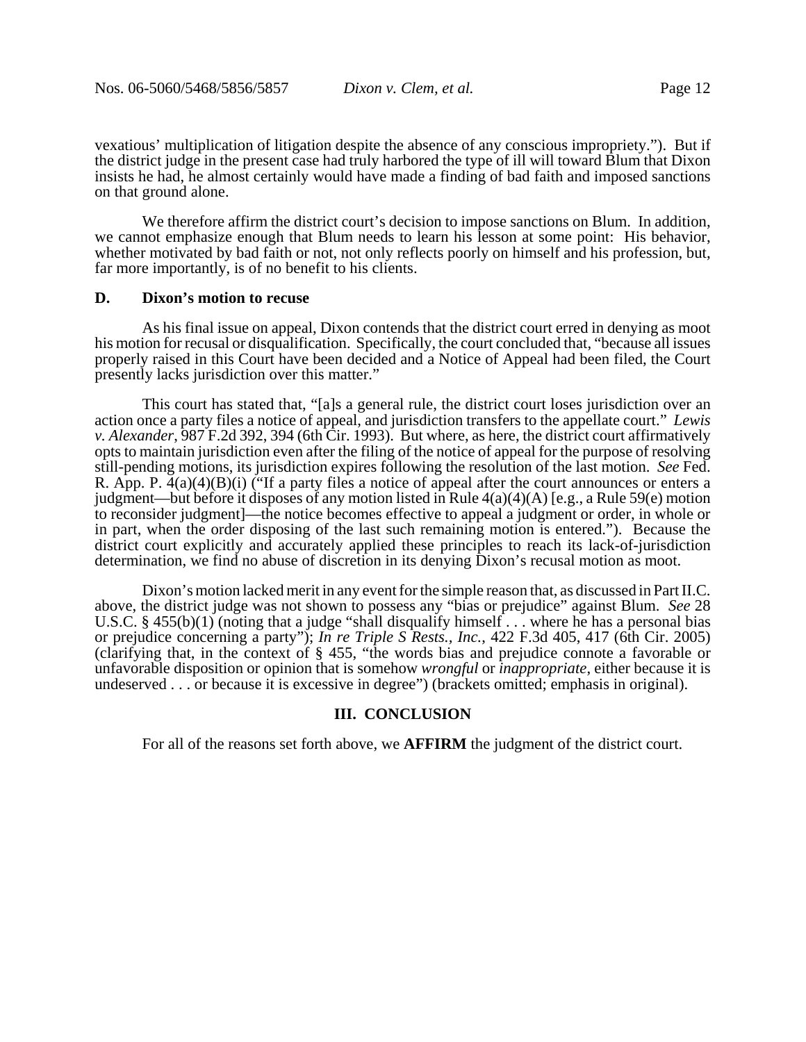vexatious' multiplication of litigation despite the absence of any conscious impropriety."). But if the district judge in the present case had truly harbored the type of ill will toward Blum that Dixon insists he had, he almost certainly would have made a finding of bad faith and imposed sanctions on that ground alone.

We therefore affirm the district court's decision to impose sanctions on Blum. In addition, we cannot emphasize enough that Blum needs to learn his lesson at some point: His behavior, whether motivated by bad faith or not, not only reflects poorly on himself and his profession, but, far more importantly, is of no benefit to his clients.

### D. Dixon's motion to recuse

As his final issue on appeal, Dixon contends that the district court erred in denying as moot his motion for recusal or disqualification. Specifically, the court concluded that, "because all issues properly raised in this Court have been decided and a Notice of Appeal had been filed, the Court presently lacks jurisdiction over this matter."

This court has stated that, "[a]s a general rule, the district court loses jurisdiction over an action once a party files a notice of appeal, and jurisdiction transfers to the appellate court." *Lewis v. Alexander*, 987 F.2d 392, 394 (6th Cir. 1993). But where, as here, the district court affirmatively opts to maintain jurisdiction even after the filing of the notice of appeal for the purpose of resolving still-pending motions, its jurisdiction expires following the resolution of the last motion. *See* Fed. R. App. P. 4(a)(4)(B)(i) ("If a party files a notice of appeal after the court announces or enters a judgment—but before it disposes of any motion listed in Rule 4(a)(4)(A) [e.g., a Rule 59(e) motion to reconsider judgment]—the notice becomes effective to appeal a judgment or order, in whole or in part, when the order disposing of the last such remaining motion is entered."). Because the district court explicitly and accurately applied these principles to reach its lack-of-jurisdiction determination, we find no abuse of discretion in its denying Dixon's recusal motion as moot.

Dixon's motion lacked merit in any event for the simple reason that, as discussed in Part II.C. above, the district judge was not shown to possess any "bias or prejudice" against Blum. *See* 28 U.S.C. § 455(b)(1) (noting that a judge "shall disqualify himself . . . where he has a personal bias or prejudice concerning a party"); *In re Triple S Rests., Inc.*, 422 F.3d 405, 417 (6th Cir. 2005) (clarifying that, in the context of § 455, "the words bias and prejudice connote a favorable or unfavorable disposition or opinion that is somehow *wrongful* or *inappropriate*, either because it is undeserved . . . or because it is excessive in degree") (brackets omitted; emphasis in original).

## III. CONCLUSION

For all of the reasons set forth above, we **AFFIRM** the judgment of the district court.